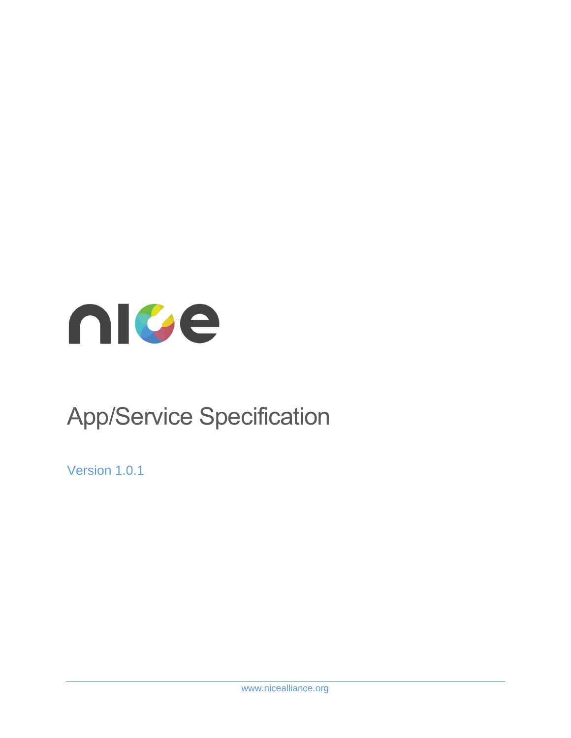nice

# App/Service Specification

Version 1.0.1

www.nicealliance.org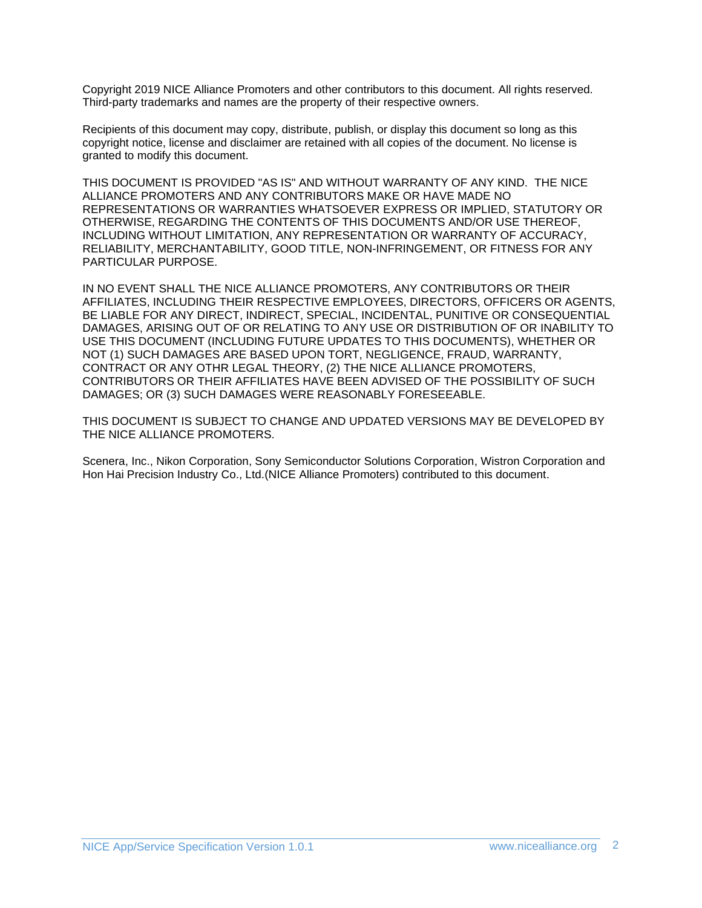Copyright 2019 NICE Alliance Promoters and other contributors to this document. All rights reserved. Third-party trademarks and names are the property of their respective owners.

Recipients of this document may copy, distribute, publish, or display this document so long as this copyright notice, license and disclaimer are retained with all copies of the document. No license is granted to modify this document.

THIS DOCUMENT IS PROVIDED "AS IS" AND WITHOUT WARRANTY OF ANY KIND. THE NICE ALLIANCE PROMOTERS AND ANY CONTRIBUTORS MAKE OR HAVE MADE NO REPRESENTATIONS OR WARRANTIES WHATSOEVER EXPRESS OR IMPLIED, STATUTORY OR OTHERWISE, REGARDING THE CONTENTS OF THIS DOCUMENTS AND/OR USE THEREOF, INCLUDING WITHOUT LIMITATION, ANY REPRESENTATION OR WARRANTY OF ACCURACY, RELIABILITY, MERCHANTABILITY, GOOD TITLE, NON-INFRINGEMENT, OR FITNESS FOR ANY PARTICULAR PURPOSE.

IN NO EVENT SHALL THE NICE ALLIANCE PROMOTERS, ANY CONTRIBUTORS OR THEIR AFFILIATES, INCLUDING THEIR RESPECTIVE EMPLOYEES, DIRECTORS, OFFICERS OR AGENTS, BE LIABLE FOR ANY DIRECT, INDIRECT, SPECIAL, INCIDENTAL, PUNITIVE OR CONSEQUENTIAL DAMAGES, ARISING OUT OF OR RELATING TO ANY USE OR DISTRIBUTION OF OR INABILITY TO USE THIS DOCUMENT (INCLUDING FUTURE UPDATES TO THIS DOCUMENTS), WHETHER OR NOT (1) SUCH DAMAGES ARE BASED UPON TORT, NEGLIGENCE, FRAUD, WARRANTY, CONTRACT OR ANY OTHR LEGAL THEORY, (2) THE NICE ALLIANCE PROMOTERS, CONTRIBUTORS OR THEIR AFFILIATES HAVE BEEN ADVISED OF THE POSSIBILITY OF SUCH DAMAGES; OR (3) SUCH DAMAGES WERE REASONABLY FORESEEABLE.

THIS DOCUMENT IS SUBJECT TO CHANGE AND UPDATED VERSIONS MAY BE DEVELOPED BY THE NICE ALLIANCE PROMOTERS.

Scenera, Inc., Nikon Corporation, Sony Semiconductor Solutions Corporation, Wistron Corporation and Hon Hai Precision Industry Co., Ltd.(NICE Alliance Promoters) contributed to this document.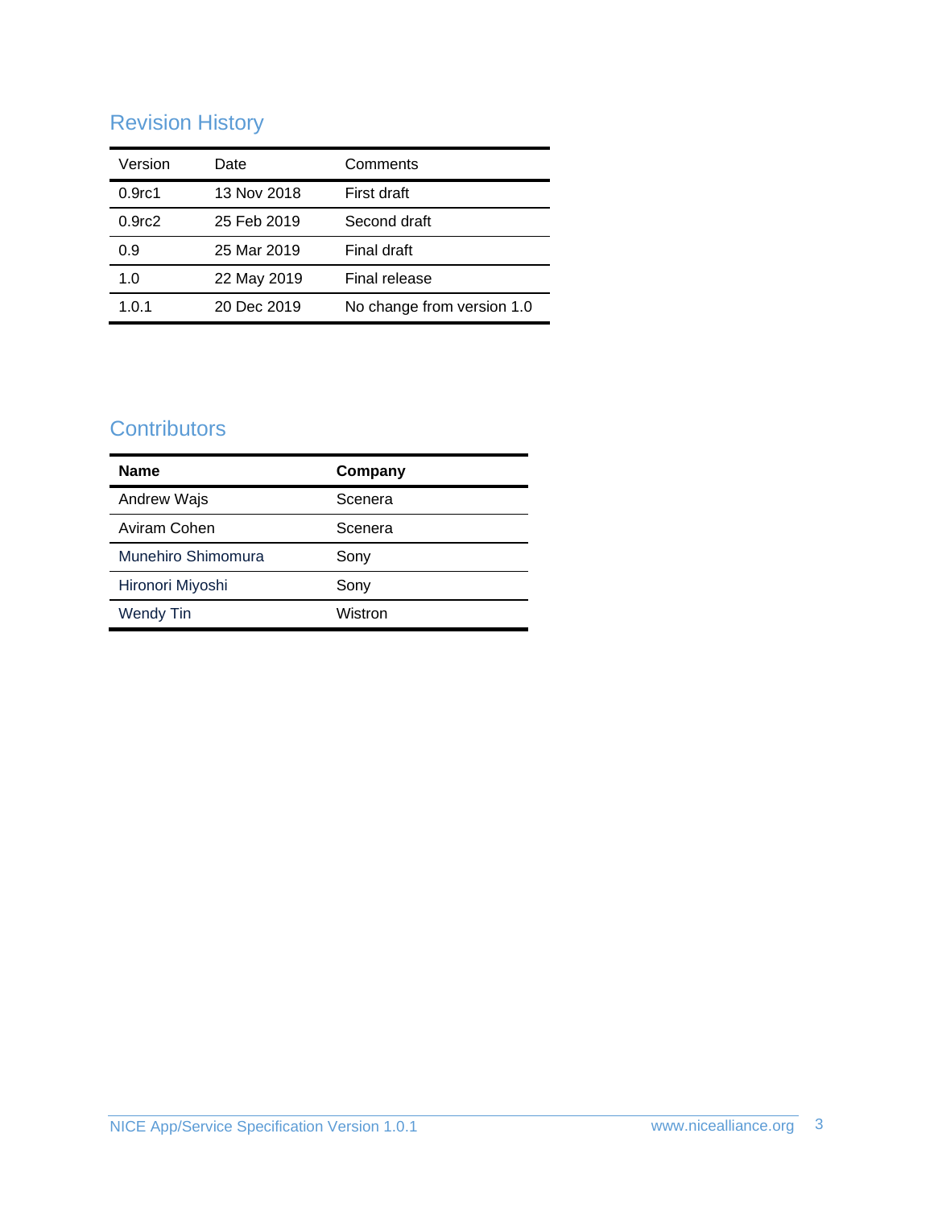## Revision History

| Version | Date | Comments |
|---|---|---|
| 0.9rc1 | 13 Nov 2018 | First draft |
| 0.9rc2 | 25 Feb 2019 | Second draft |
| 0.9 | 25 Mar 2019 | Final draft |
| 1.0 | 22 May 2019 | Final release |
| 1.0.1 | 20 Dec 2019 | No change from version 1.0 |

## Contributors

| **Name** | **Company** |
|---|---|
| Andrew Wajs | Scenera |
| Aviram Cohen | Scenera |
| Munehiro Shimomura | Sony |
| Hironori Miyoshi | Sony |
| Wendy Tin | Wistron |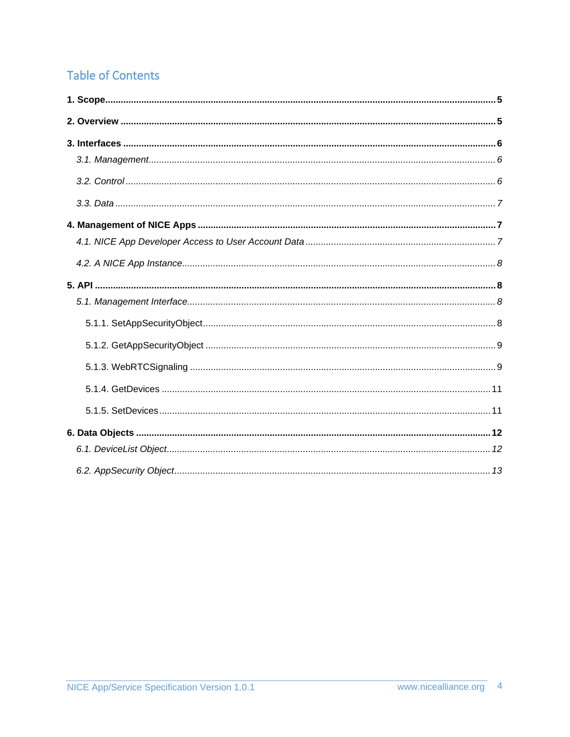## Table of Contents

**1. Scope** ..... **5**

**2. Overview** ..... **5**

**3. Interfaces** ..... **6**

*3.1. Management* ..... *6*

*3.2. Control* ..... *6*

*3.3. Data* ..... *7*

**4. Management of NICE Apps** ..... **7**

*4.1. NICE App Developer Access to User Account Data* ..... *7*

*4.2. A NICE App Instance* ..... *8*

**5. API** ..... **8**

*5.1. Management Interface* ..... *8*

5.1.1. SetAppSecurityObject ..... 8

5.1.2. GetAppSecurityObject ..... 9

5.1.3. WebRTCSignaling ..... 9

5.1.4. GetDevices ..... 11

5.1.5. SetDevices ..... 11

**6. Data Objects** ..... **12**

*6.1. DeviceList Object* ..... *12*

*6.2. AppSecurity Object* ..... *13*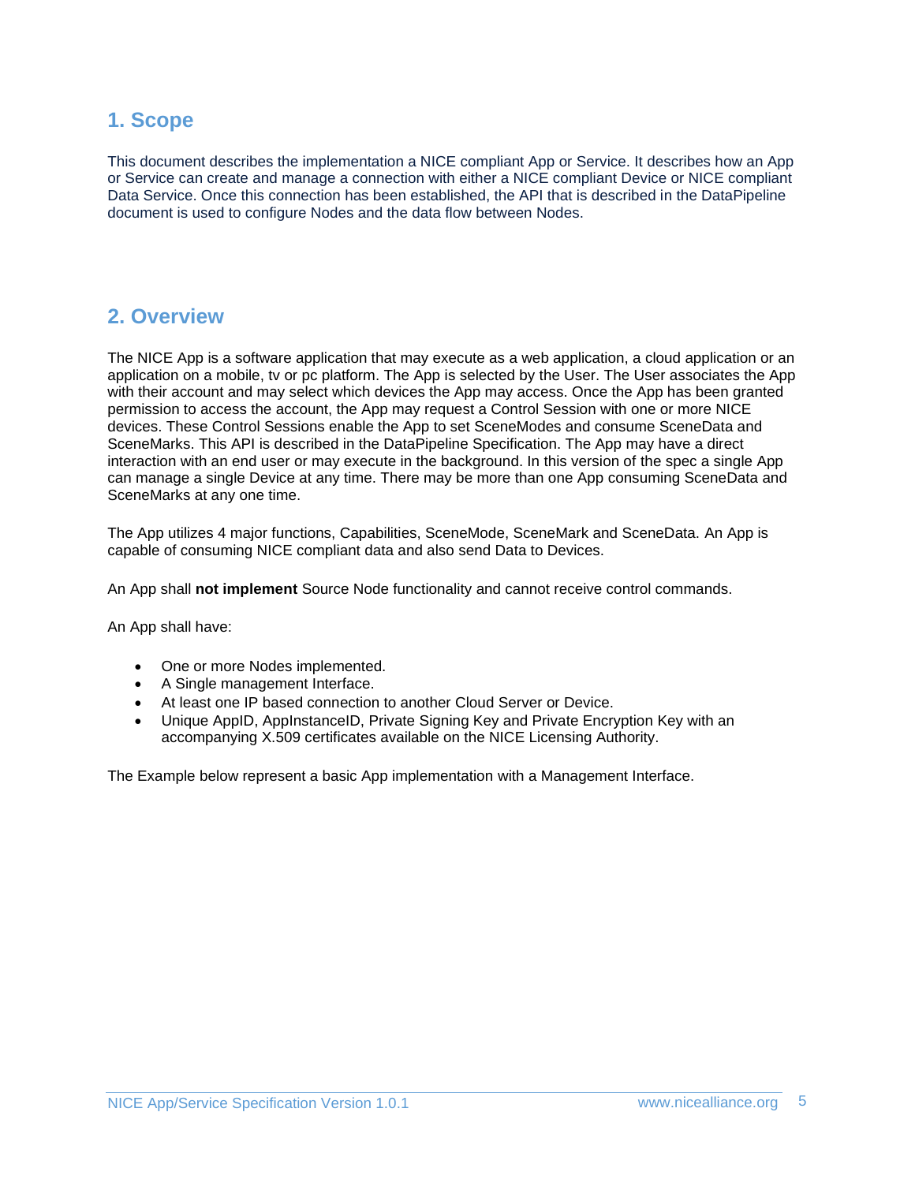# 1. Scope

This document describes the implementation a NICE compliant App or Service. It describes how an App or Service can create and manage a connection with either a NICE compliant Device or NICE compliant Data Service. Once this connection has been established, the API that is described in the DataPipeline document is used to configure Nodes and the data flow between Nodes.

# 2. Overview

The NICE App is a software application that may execute as a web application, a cloud application or an application on a mobile, tv or pc platform. The App is selected by the User. The User associates the App with their account and may select which devices the App may access. Once the App has been granted permission to access the account, the App may request a Control Session with one or more NICE devices. These Control Sessions enable the App to set SceneModes and consume SceneData and SceneMarks. This API is described in the DataPipeline Specification. The App may have a direct interaction with an end user or may execute in the background. In this version of the spec a single App can manage a single Device at any time. There may be more than one App consuming SceneData and SceneMarks at any one time.

The App utilizes 4 major functions, Capabilities, SceneMode, SceneMark and SceneData. An App is capable of consuming NICE compliant data and also send Data to Devices.

An App shall **not implement** Source Node functionality and cannot receive control commands.

An App shall have:

- One or more Nodes implemented.
- A Single management Interface.
- At least one IP based connection to another Cloud Server or Device.
- Unique AppID, AppInstanceID, Private Signing Key and Private Encryption Key with an accompanying X.509 certificates available on the NICE Licensing Authority.

The Example below represent a basic App implementation with a Management Interface.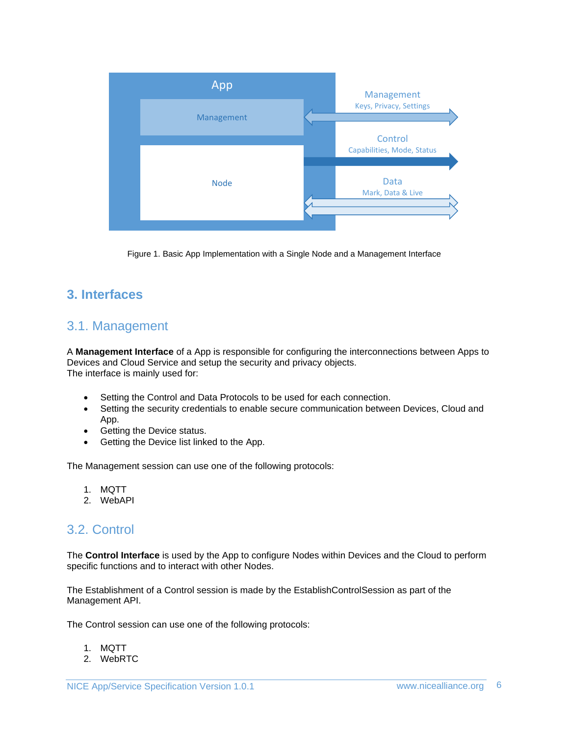Figure 1. Basic App Implementation with a Single Node and a Management Interface

## 3. Interfaces

### 3.1. Management

A **Management Interface** of a App is responsible for configuring the interconnections between Apps to Devices and Cloud Service and setup the security and privacy objects.
The interface is mainly used for:

- Setting the Control and Data Protocols to be used for each connection.
- Setting the security credentials to enable secure communication between Devices, Cloud and App.
- Getting the Device status.
- Getting the Device list linked to the App.

The Management session can use one of the following protocols:

1. MQTT
2. WebAPI

### 3.2. Control

The **Control Interface** is used by the App to configure Nodes within Devices and the Cloud to perform specific functions and to interact with other Nodes.

The Establishment of a Control session is made by the EstablishControlSession as part of the Management API.

The Control session can use one of the following protocols:

1. MQTT
2. WebRTC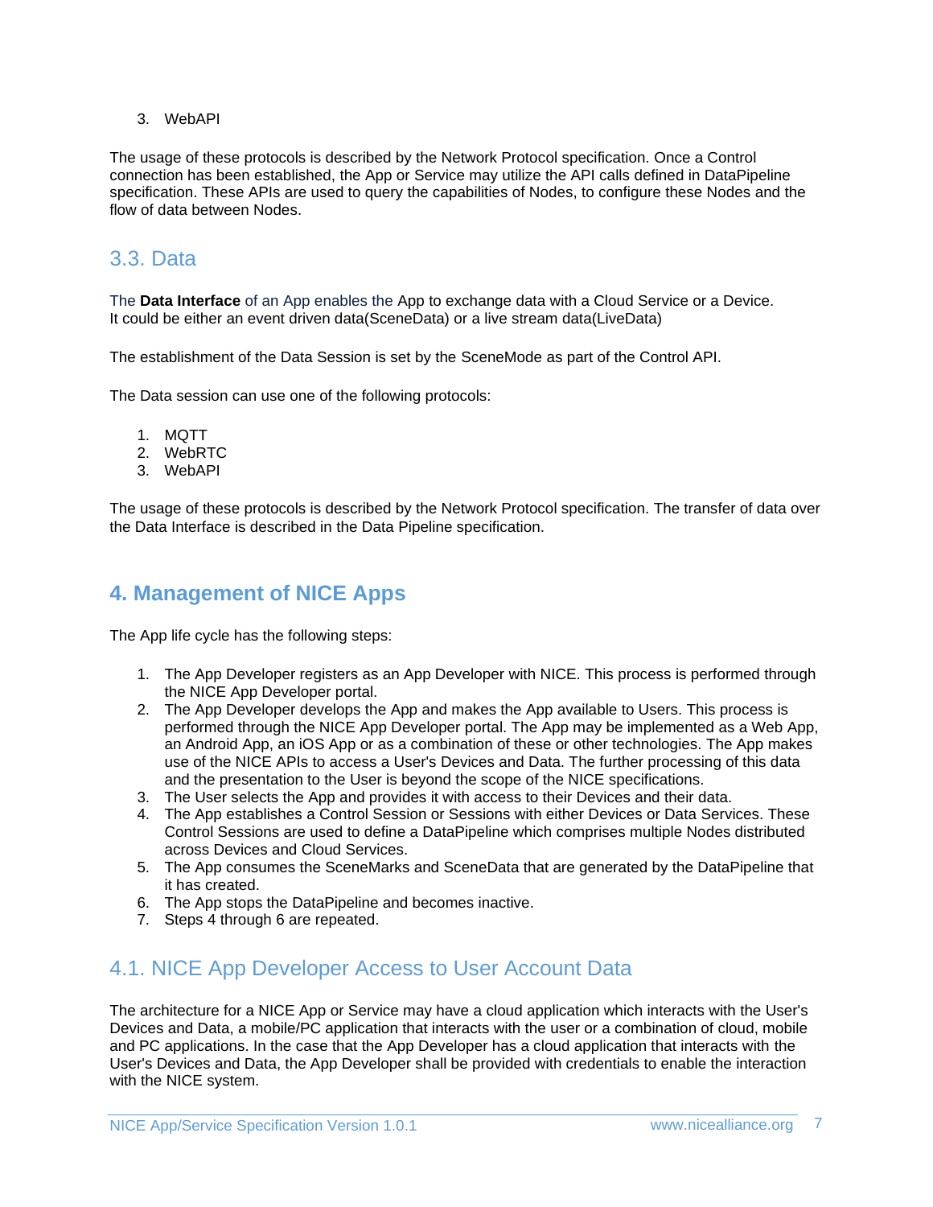3. WebAPI

The usage of these protocols is described by the Network Protocol specification. Once a Control connection has been established, the App or Service may utilize the API calls defined in DataPipeline specification. These APIs are used to query the capabilities of Nodes, to configure these Nodes and the flow of data between Nodes.

## 3.3. Data

The **Data Interface** of an App enables the App to exchange data with a Cloud Service or a Device. It could be either an event driven data(SceneData) or a live stream data(LiveData)

The establishment of the Data Session is set by the SceneMode as part of the Control API.

The Data session can use one of the following protocols:

1. MQTT
2. WebRTC
3. WebAPI

The usage of these protocols is described by the Network Protocol specification. The transfer of data over the Data Interface is described in the Data Pipeline specification.

# 4. Management of NICE Apps

The App life cycle has the following steps:

1. The App Developer registers as an App Developer with NICE. This process is performed through the NICE App Developer portal.
2. The App Developer develops the App and makes the App available to Users. This process is performed through the NICE App Developer portal. The App may be implemented as a Web App, an Android App, an iOS App or as a combination of these or other technologies. The App makes use of the NICE APIs to access a User's Devices and Data. The further processing of this data and the presentation to the User is beyond the scope of the NICE specifications.
3. The User selects the App and provides it with access to their Devices and their data.
4. The App establishes a Control Session or Sessions with either Devices or Data Services. These Control Sessions are used to define a DataPipeline which comprises multiple Nodes distributed across Devices and Cloud Services.
5. The App consumes the SceneMarks and SceneData that are generated by the DataPipeline that it has created.
6. The App stops the DataPipeline and becomes inactive.
7. Steps 4 through 6 are repeated.

## 4.1. NICE App Developer Access to User Account Data

The architecture for a NICE App or Service may have a cloud application which interacts with the User's Devices and Data, a mobile/PC application that interacts with the user or a combination of cloud, mobile and PC applications. In the case that the App Developer has a cloud application that interacts with the User's Devices and Data, the App Developer shall be provided with credentials to enable the interaction with the NICE system.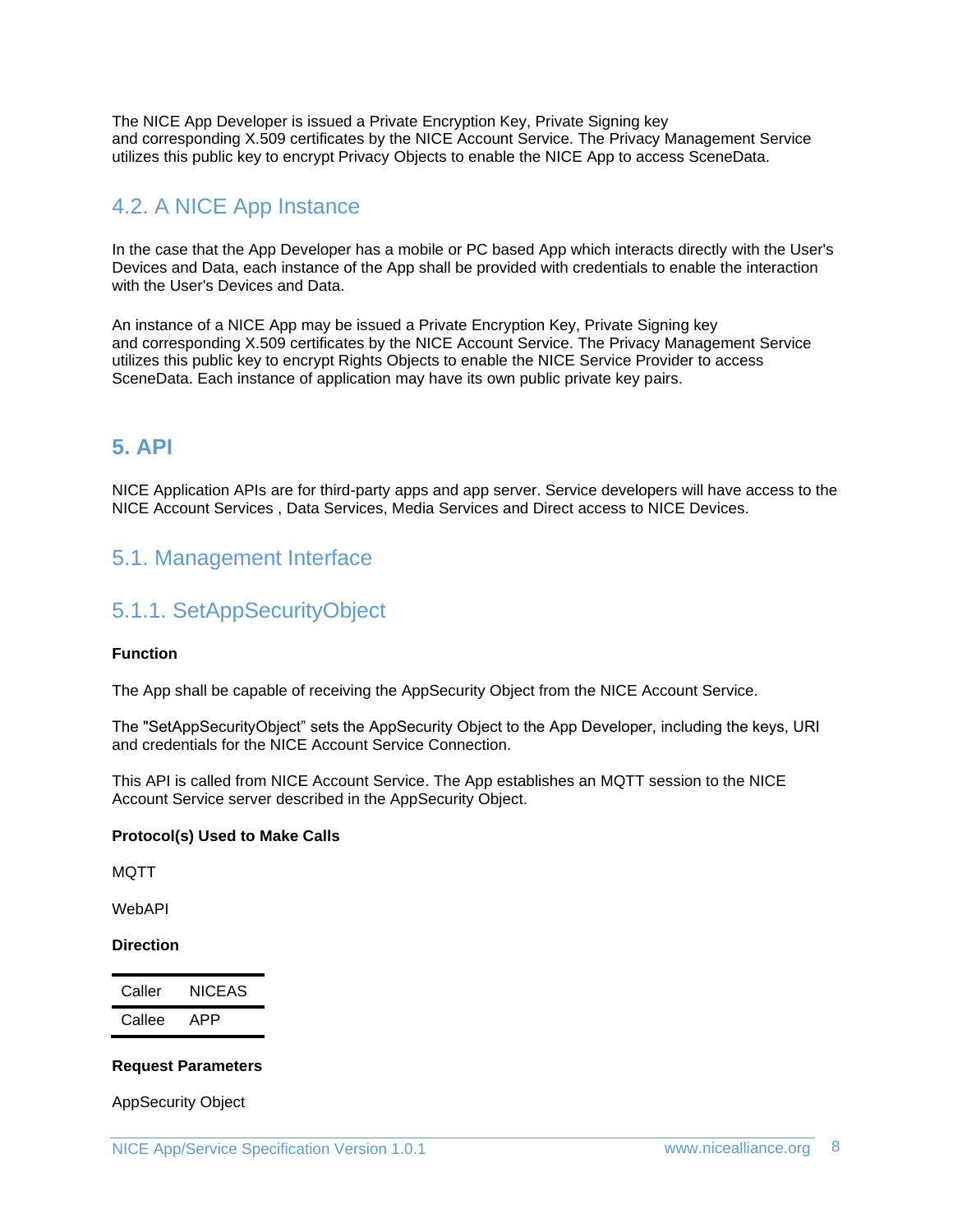The NICE App Developer is issued a Private Encryption Key, Private Signing key and corresponding X.509 certificates by the NICE Account Service. The Privacy Management Service utilizes this public key to encrypt Privacy Objects to enable the NICE App to access SceneData.

## 4.2. A NICE App Instance

In the case that the App Developer has a mobile or PC based App which interacts directly with the User's Devices and Data, each instance of the App shall be provided with credentials to enable the interaction with the User's Devices and Data.

An instance of a NICE App may be issued a Private Encryption Key, Private Signing key and corresponding X.509 certificates by the NICE Account Service. The Privacy Management Service utilizes this public key to encrypt Rights Objects to enable the NICE Service Provider to access SceneData. Each instance of application may have its own public private key pairs.

# 5. API

NICE Application APIs are for third-party apps and app server. Service developers will have access to the NICE Account Services , Data Services, Media Services and Direct access to NICE Devices.

## 5.1. Management Interface

### 5.1.1. SetAppSecurityObject

**Function**

The App shall be capable of receiving the AppSecurity Object from the NICE Account Service.

The "SetAppSecurityObject" sets the AppSecurity Object to the App Developer, including the keys, URI and credentials for the NICE Account Service Connection.

This API is called from NICE Account Service. The App establishes an MQTT session to the NICE Account Service server described in the AppSecurity Object.

**Protocol(s) Used to Make Calls**

MQTT

WebAPI

**Direction**

| Caller | NICEAS |
|---|---|
| Callee | APP |

**Request Parameters**

AppSecurity Object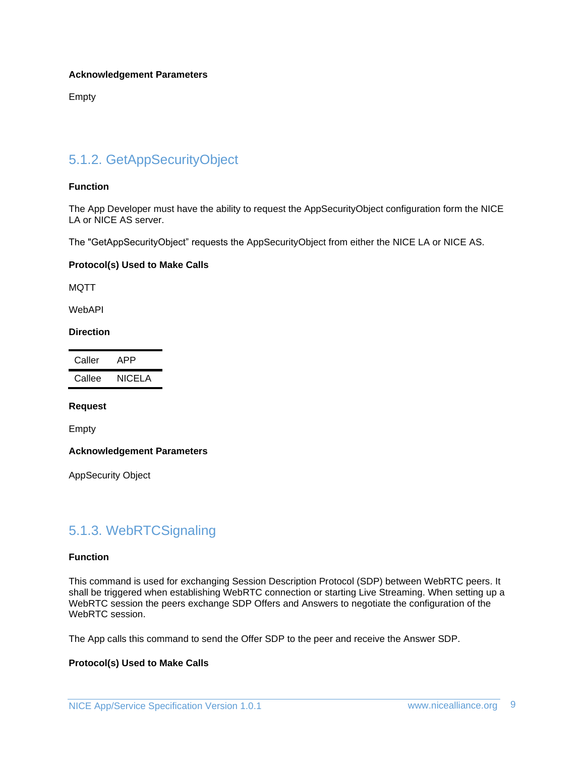**Acknowledgement Parameters**

Empty

## 5.1.2. GetAppSecurityObject

**Function**

The App Developer must have the ability to request the AppSecurityObject configuration form the NICE LA or NICE AS server.

The "GetAppSecurityObject” requests the AppSecurityObject from either the NICE LA or NICE AS.

**Protocol(s) Used to Make Calls**

MQTT

WebAPI

**Direction**

| Caller | APP |
| --- | --- |
| Callee | NICELA |

**Request**

Empty

**Acknowledgement Parameters**

AppSecurity Object

## 5.1.3. WebRTCSignaling

**Function**

This command is used for exchanging Session Description Protocol (SDP) between WebRTC peers. It shall be triggered when establishing WebRTC connection or starting Live Streaming. When setting up a WebRTC session the peers exchange SDP Offers and Answers to negotiate the configuration of the WebRTC session.

The App calls this command to send the Offer SDP to the peer and receive the Answer SDP.

**Protocol(s) Used to Make Calls**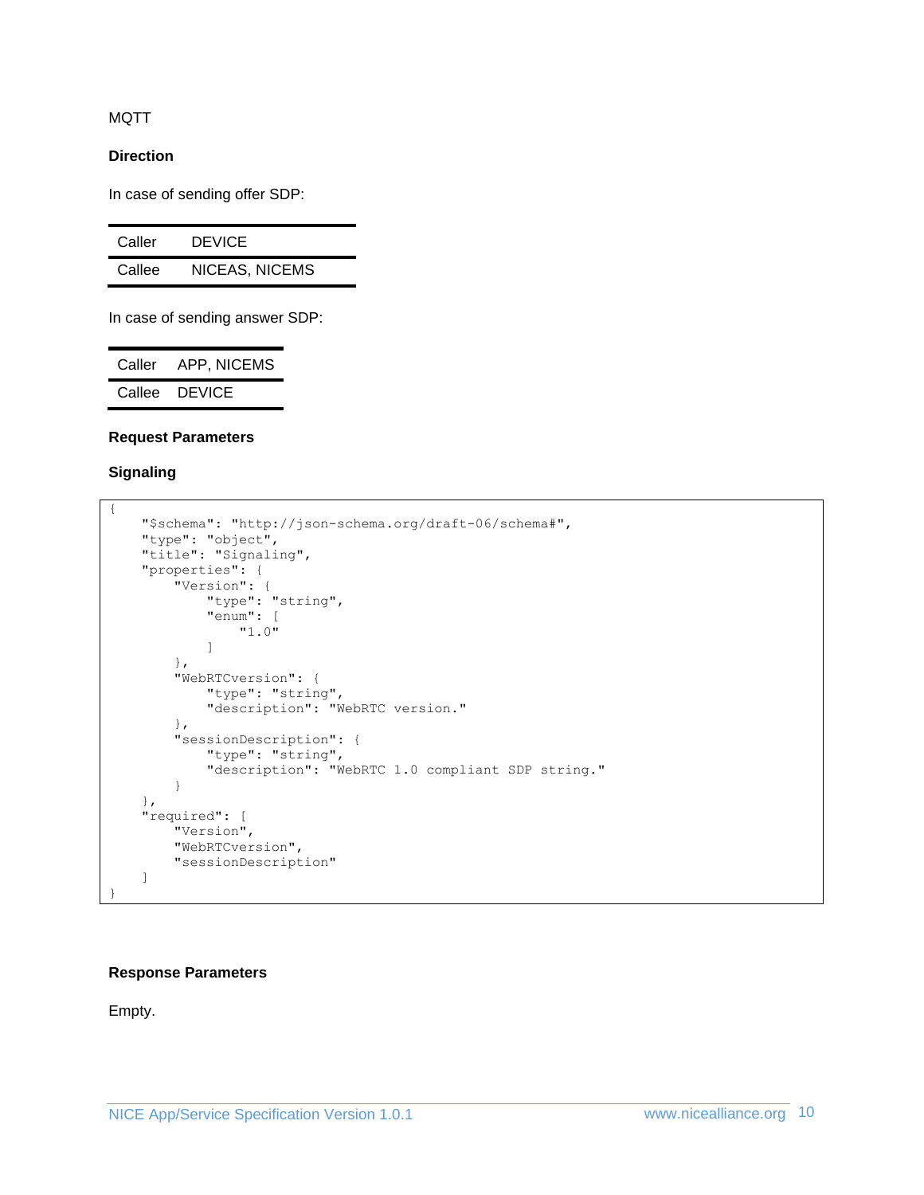MQTT

**Direction**

In case of sending offer SDP:

| Caller | DEVICE |
|---|---|
| Callee | NICEAS, NICEMS |

In case of sending answer SDP:

| Caller | APP, NICEMS |
|---|---|
| Callee | DEVICE |

**Request Parameters**

**Signaling**

```
{
    "$schema": "http://json-schema.org/draft-06/schema#",
    "type": "object",
    "title": "Signaling",
    "properties": {
        "Version": {
            "type": "string",
            "enum": [
                "1.0"
            ]
        },
        "WebRTCversion": {
            "type": "string",
            "description": "WebRTC version."
        },
        "sessionDescription": {
            "type": "string",
            "description": "WebRTC 1.0 compliant SDP string."
        }
    },
    "required": [
        "Version",
        "WebRTCversion",
        "sessionDescription"
    ]
}
```

**Response Parameters**

Empty.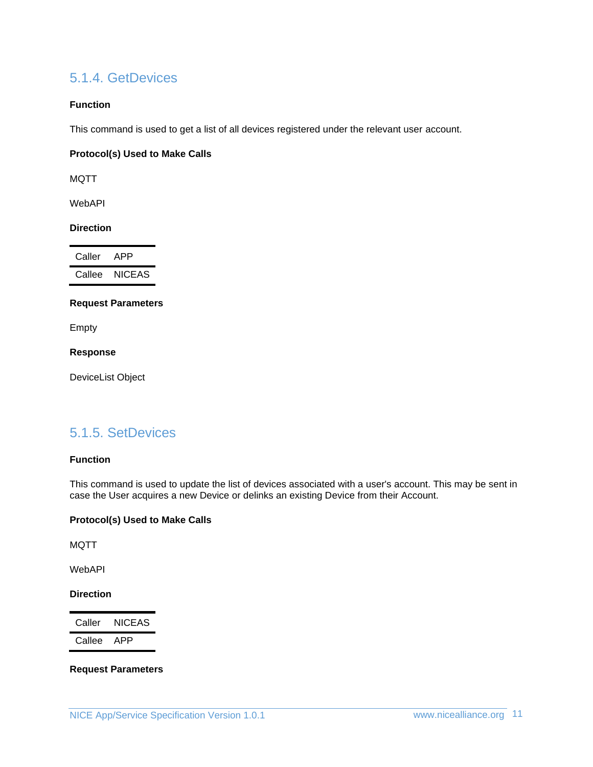### 5.1.4. GetDevices

**Function**

This command is used to get a list of all devices registered under the relevant user account.

**Protocol(s) Used to Make Calls**

MQTT

WebAPI

**Direction**

| Caller | APP |
|---|---|
| Callee | NICEAS |

**Request Parameters**

Empty

**Response**

DeviceList Object

### 5.1.5. SetDevices

**Function**

This command is used to update the list of devices associated with a user's account. This may be sent in case the User acquires a new Device or delinks an existing Device from their Account.

**Protocol(s) Used to Make Calls**

MQTT

WebAPI

**Direction**

| Caller | NICEAS |
|---|---|
| Callee | APP |

**Request Parameters**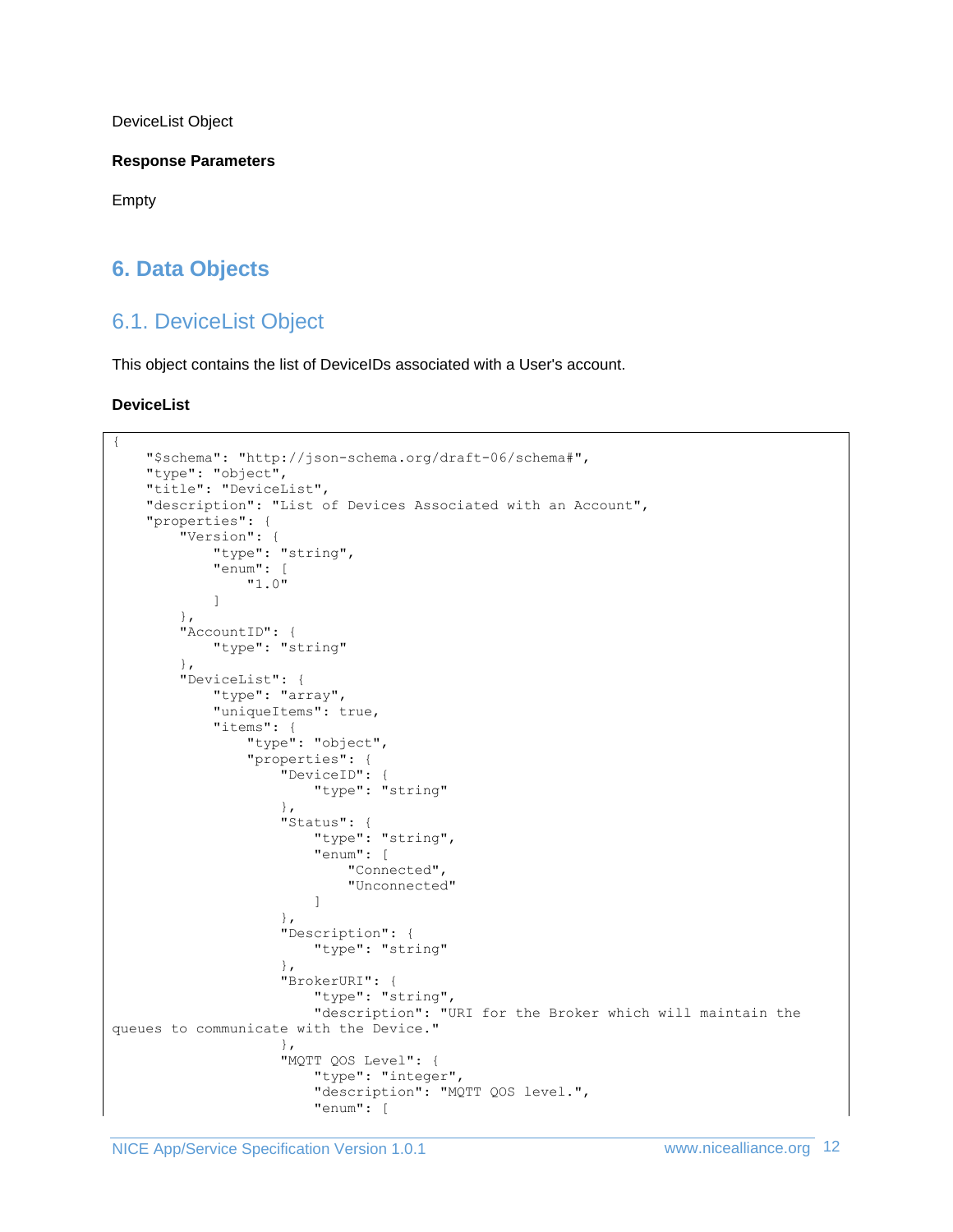DeviceList Object

**Response Parameters**

Empty

# 6. Data Objects

## 6.1. DeviceList Object

This object contains the list of DeviceIDs associated with a User's account.

**DeviceList**

```
{
    "$schema": "http://json-schema.org/draft-06/schema#",
    "type": "object",
    "title": "DeviceList",
    "description": "List of Devices Associated with an Account",
    "properties": {
        "Version": {
            "type": "string",
            "enum": [
                "1.0"
            ]
        },
        "AccountID": {
            "type": "string"
        },
        "DeviceList": {
            "type": "array",
            "uniqueItems": true,
            "items": {
                "type": "object",
                "properties": {
                    "DeviceID": {
                        "type": "string"
                    },
                    "Status": {
                        "type": "string",
                        "enum": [
                            "Connected",
                            "Unconnected"
                        ]
                    },
                    "Description": {
                        "type": "string"
                    },
                    "BrokerURI": {
                        "type": "string",
                        "description": "URI for the Broker which will maintain the
queues to communicate with the Device."
                    },
                    "MQTT QOS Level": {
                        "type": "integer",
                        "description": "MQTT QOS level.",
                        "enum": [
```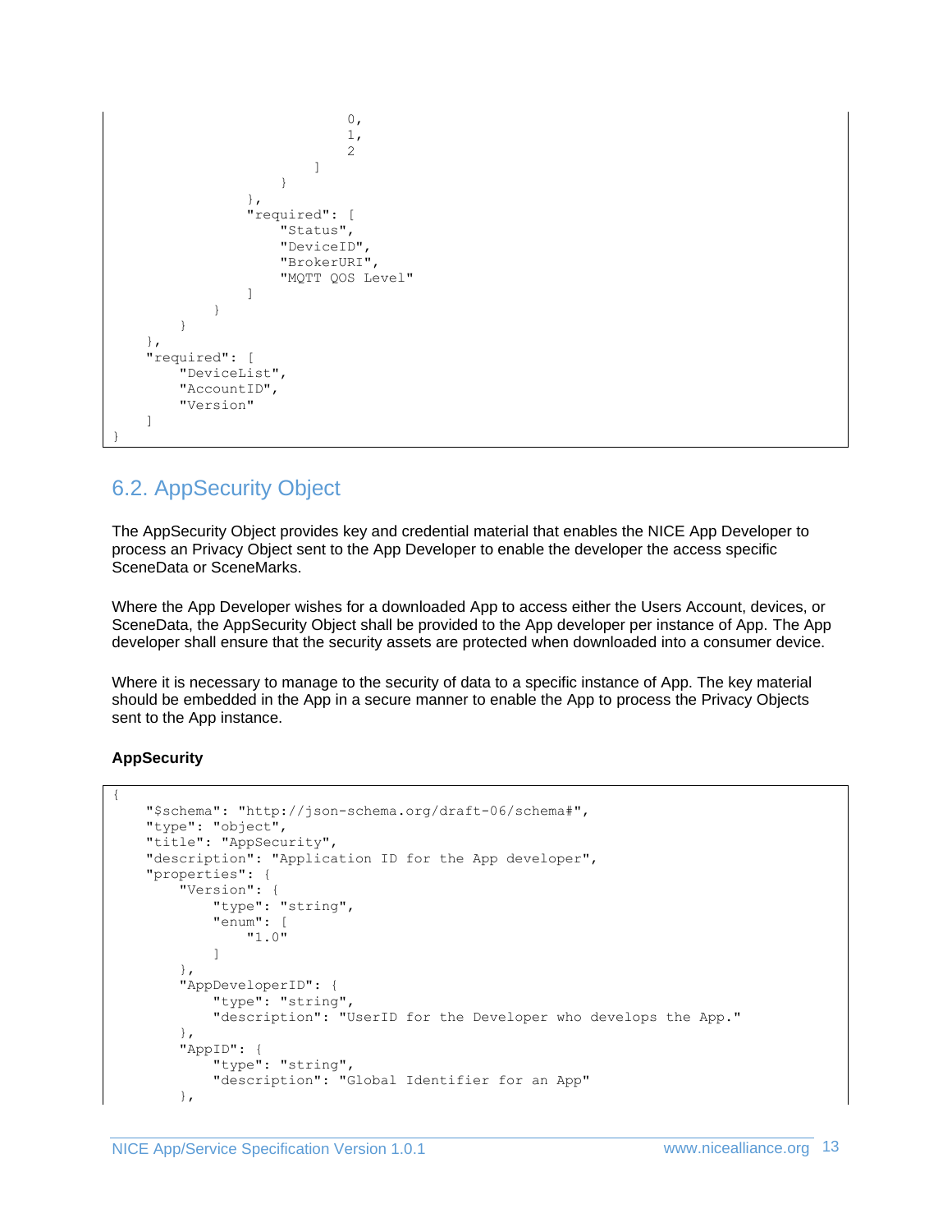```
                            0,
                            1,
                            2
                        ]
                    }
                },
                "required": [
                    "Status",
                    "DeviceID",
                    "BrokerURI",
                    "MQTT QOS Level"
                ]
            }
        }
    },
    "required": [
        "DeviceList",
        "AccountID",
        "Version"
    ]
}
```

## 6.2. AppSecurity Object

The AppSecurity Object provides key and credential material that enables the NICE App Developer to process an Privacy Object sent to the App Developer to enable the developer the access specific SceneData or SceneMarks.

Where the App Developer wishes for a downloaded App to access either the Users Account, devices, or SceneData, the AppSecurity Object shall be provided to the App developer per instance of App. The App developer shall ensure that the security assets are protected when downloaded into a consumer device.

Where it is necessary to manage to the security of data to a specific instance of App. The key material should be embedded in the App in a secure manner to enable the App to process the Privacy Objects sent to the App instance.

**AppSecurity**

```
{
    "$schema": "http://json-schema.org/draft-06/schema#",
    "type": "object",
    "title": "AppSecurity",
    "description": "Application ID for the App developer",
    "properties": {
        "Version": {
            "type": "string",
            "enum": [
                "1.0"
            ]
        },
        "AppDeveloperID": {
            "type": "string",
            "description": "UserID for the Developer who develops the App."
        },
        "AppID": {
            "type": "string",
            "description": "Global Identifier for an App"
        },
```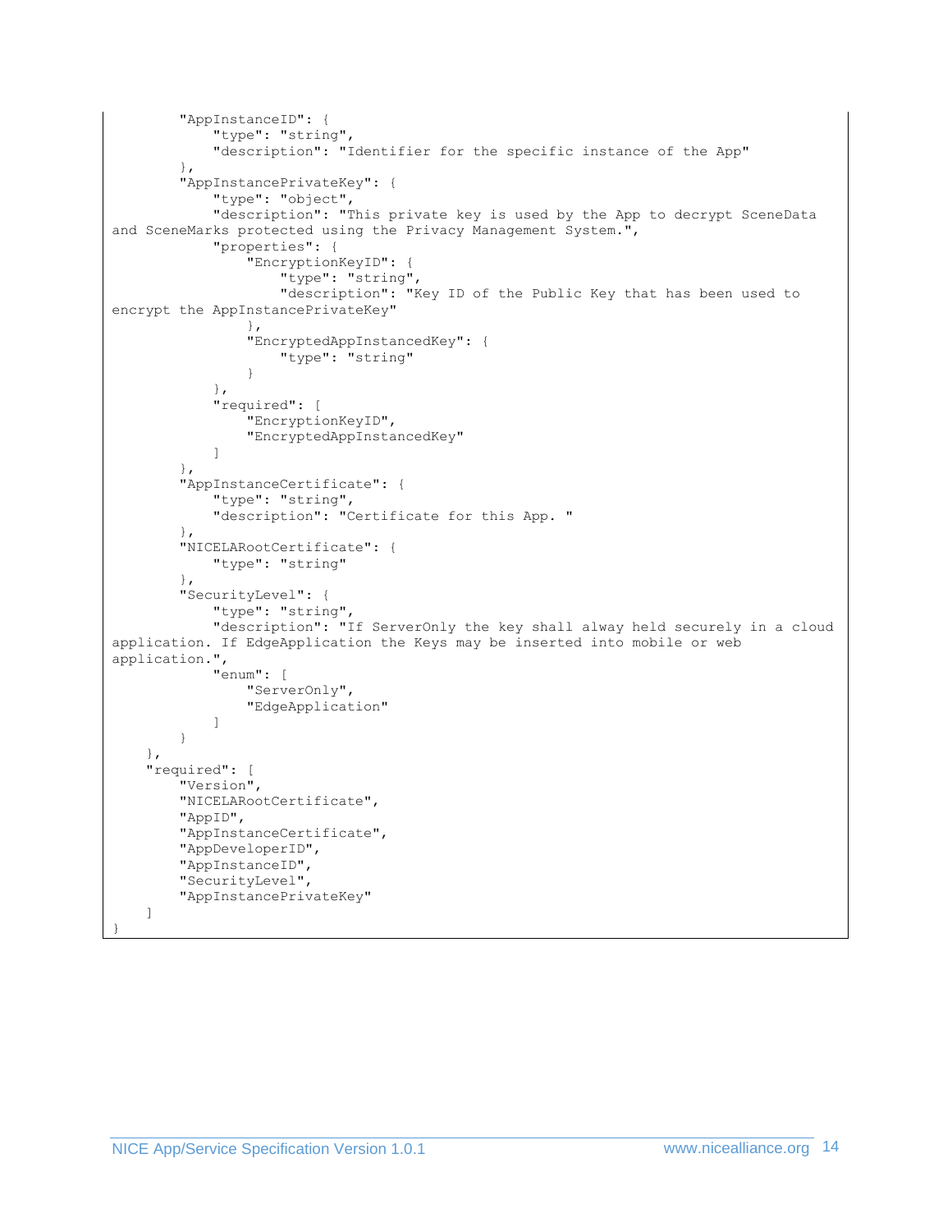```
        "AppInstanceID": {
            "type": "string",
            "description": "Identifier for the specific instance of the App"
        },
        "AppInstancePrivateKey": {
            "type": "object",
            "description": "This private key is used by the App to decrypt SceneData and SceneMarks protected using the Privacy Management System.",
            "properties": {
                "EncryptionKeyID": {
                    "type": "string",
                    "description": "Key ID of the Public Key that has been used to encrypt the AppInstancePrivateKey"
                },
                "EncryptedAppInstancedKey": {
                    "type": "string"
                }
            },
            "required": [
                "EncryptionKeyID",
                "EncryptedAppInstancedKey"
            ]
        },
        "AppInstanceCertificate": {
            "type": "string",
            "description": "Certificate for this App. "
        },
        "NICELARootCertificate": {
            "type": "string"
        },
        "SecurityLevel": {
            "type": "string",
            "description": "If ServerOnly the key shall alway held securely in a cloud application. If EdgeApplication the Keys may be inserted into mobile or web application.",
            "enum": [
                "ServerOnly",
                "EdgeApplication"
            ]
        }
    },
    "required": [
        "Version",
        "NICELARootCertificate",
        "AppID",
        "AppInstanceCertificate",
        "AppDeveloperID",
        "AppInstanceID",
        "SecurityLevel",
        "AppInstancePrivateKey"
    ]
}
```